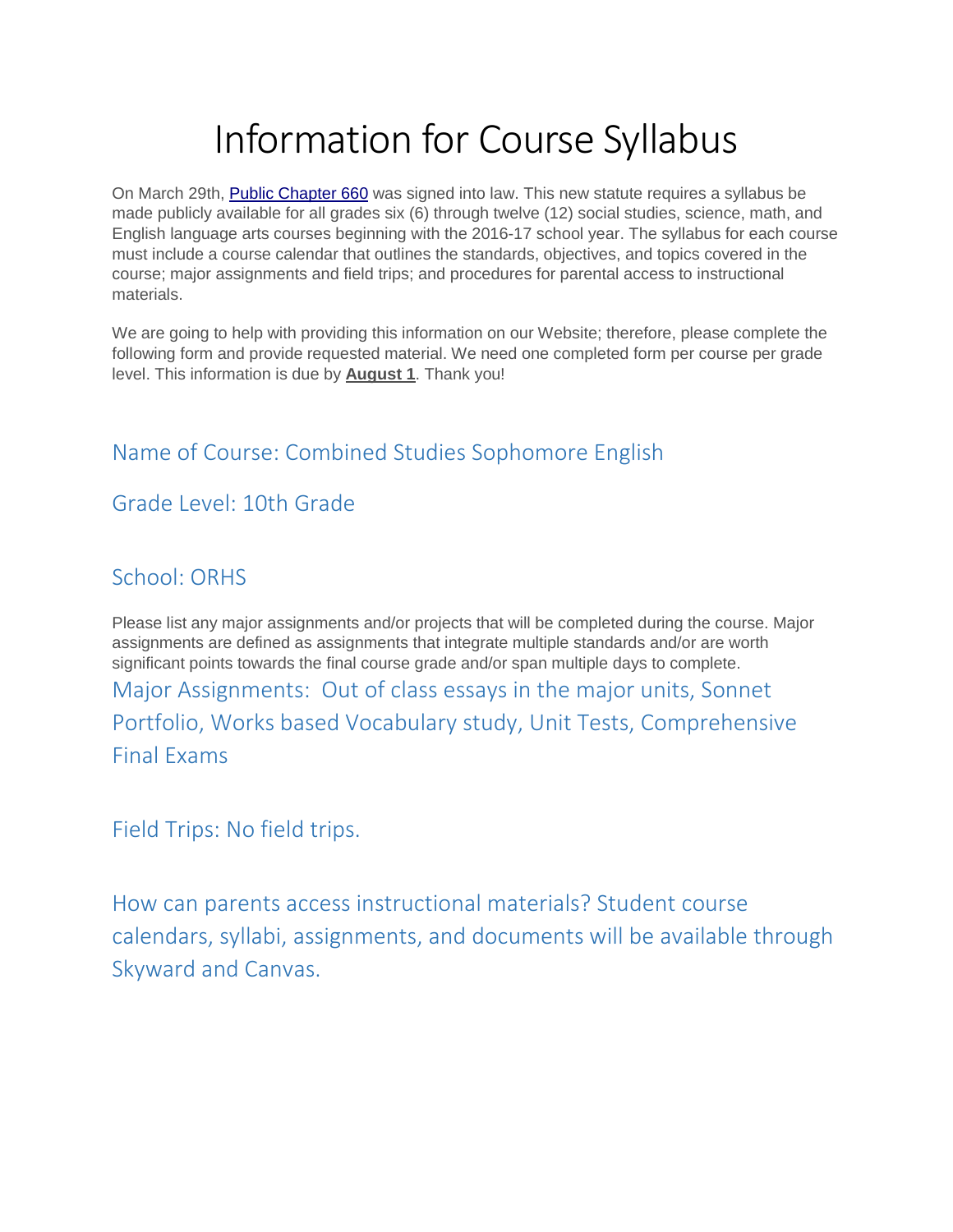# Information for Course Syllabus

On March 29th, [Public Chapter 660] was signed into law. This new statute requires a syllabus be made publicly available for all grades six (6) through twelve (12) social studies, science, math, and English language arts courses beginning with the 2016-17 school year. The syllabus for each course must include a course calendar that outlines the standards, objectives, and topics covered in the course; major assignments and field trips; and procedures for parental access to instructional materials.

We are going to help with providing this information on our Website; therefore, please complete the following form and provide requested material. We need one completed form per course per grade level. This information is due by **August 1**. Thank you!

## Name of Course: Combined Studies Sophomore English

## Grade Level: 10th Grade

## School: ORHS

Please list any major assignments and/or projects that will be completed during the course. Major assignments are defined as assignments that integrate multiple standards and/or are worth significant points towards the final course grade and/or span multiple days to complete.

## Major Assignments: Out of class essays in the major units, Sonnet Portfolio, Works based Vocabulary study, Unit Tests, Comprehensive Final Exams

## Field Trips: No field trips.

## How can parents access instructional materials? Student course calendars, syllabi, assignments, and documents will be available through Skyward and Canvas.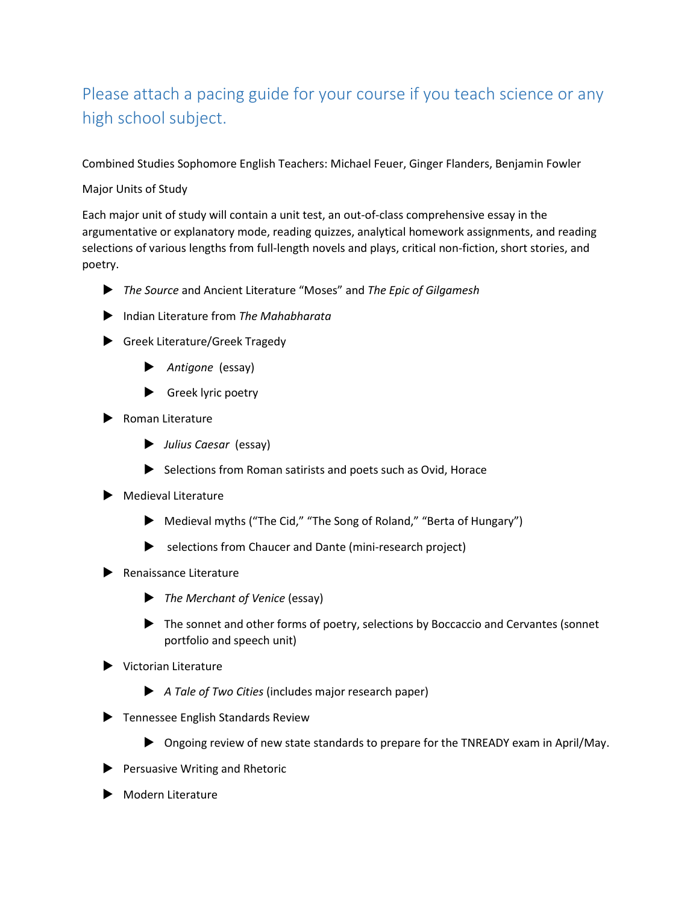## Please attach a pacing guide for your course if you teach science or any high school subject.

Combined Studies Sophomore English Teachers: Michael Feuer, Ginger Flanders, Benjamin Fowler

Major Units of Study

Each major unit of study will contain a unit test, an out-of-class comprehensive essay in the argumentative or explanatory mode, reading quizzes, analytical homework assignments, and reading selections of various lengths from full-length novels and plays, critical non-fiction, short stories, and poetry.

- *The Source* and Ancient Literature "Moses" and *The Epic of Gilgamesh*
- Indian Literature from *The Mahabharata*
- Greek Literature/Greek Tragedy
  - *Antigone* (essay)
  - Greek lyric poetry
- Roman Literature
  - *Julius Caesar* (essay)
  - Selections from Roman satirists and poets such as Ovid, Horace
- Medieval Literature
  - Medieval myths ("The Cid," "The Song of Roland," "Berta of Hungary")
  - selections from Chaucer and Dante (mini-research project)
- Renaissance Literature
  - *The Merchant of Venice* (essay)
  - The sonnet and other forms of poetry, selections by Boccaccio and Cervantes (sonnet portfolio and speech unit)
- Victorian Literature
  - *A Tale of Two Cities* (includes major research paper)
- Tennessee English Standards Review
  - Ongoing review of new state standards to prepare for the TNREADY exam in April/May.
- Persuasive Writing and Rhetoric
- Modern Literature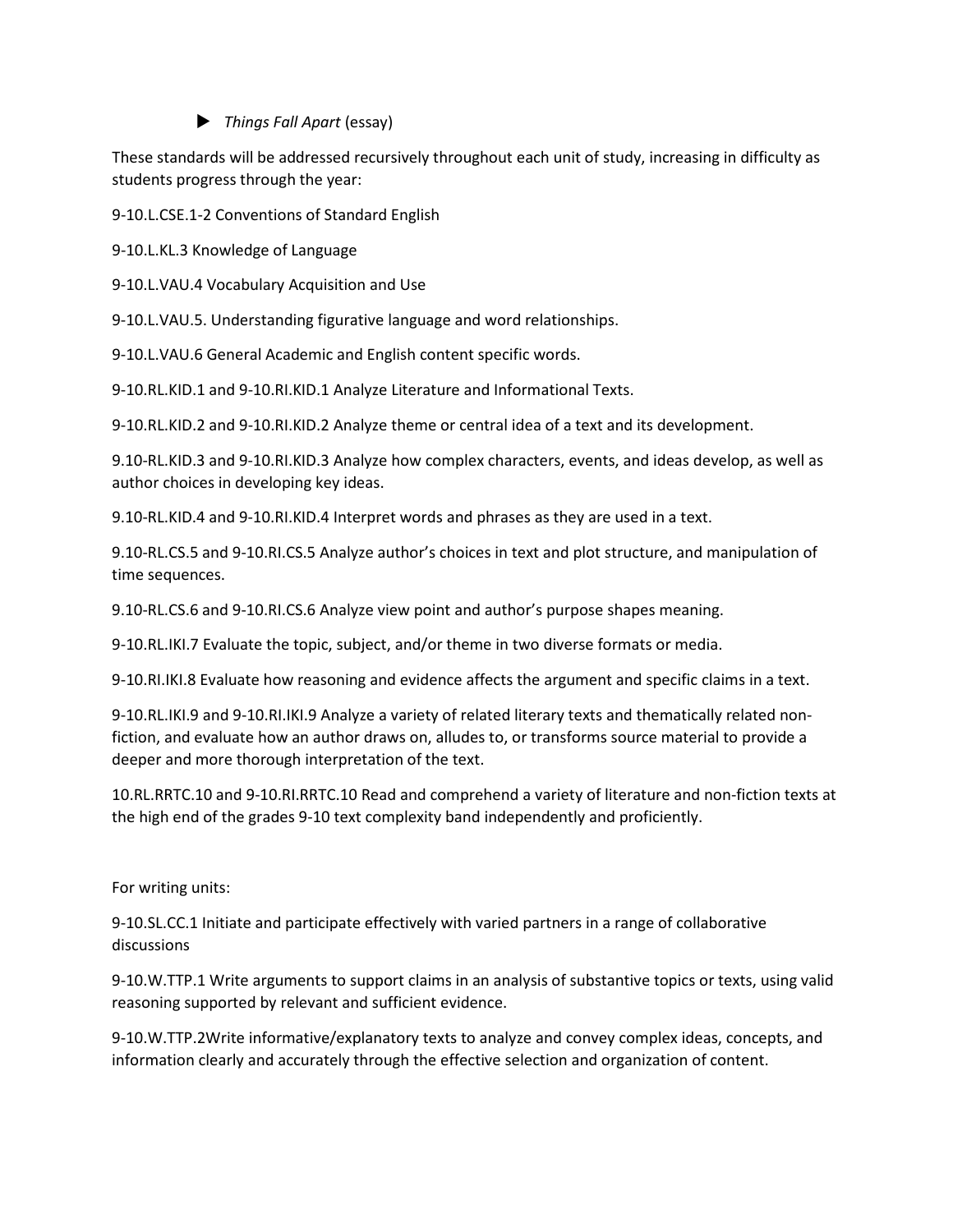- *Things Fall Apart* (essay)

These standards will be addressed recursively throughout each unit of study, increasing in difficulty as students progress through the year:

9-10.L.CSE.1-2 Conventions of Standard English

9-10.L.KL.3 Knowledge of Language

9-10.L.VAU.4 Vocabulary Acquisition and Use

9-10.L.VAU.5. Understanding figurative language and word relationships.

9-10.L.VAU.6 General Academic and English content specific words.

9-10.RL.KID.1 and 9-10.RI.KID.1 Analyze Literature and Informational Texts.

9-10.RL.KID.2 and 9-10.RI.KID.2 Analyze theme or central idea of a text and its development.

9.10-RL.KID.3 and 9-10.RI.KID.3 Analyze how complex characters, events, and ideas develop, as well as author choices in developing key ideas.

9.10-RL.KID.4 and 9-10.RI.KID.4 Interpret words and phrases as they are used in a text.

9.10-RL.CS.5 and 9-10.RI.CS.5 Analyze author's choices in text and plot structure, and manipulation of time sequences.

9.10-RL.CS.6 and 9-10.RI.CS.6 Analyze view point and author's purpose shapes meaning.

9-10.RL.IKI.7 Evaluate the topic, subject, and/or theme in two diverse formats or media.

9-10.RI.IKI.8 Evaluate how reasoning and evidence affects the argument and specific claims in a text.

9-10.RL.IKI.9 and 9-10.RI.IKI.9 Analyze a variety of related literary texts and thematically related non-fiction, and evaluate how an author draws on, alludes to, or transforms source material to provide a deeper and more thorough interpretation of the text.

10.RL.RRTC.10 and 9-10.RI.RRTC.10 Read and comprehend a variety of literature and non-fiction texts at the high end of the grades 9-10 text complexity band independently and proficiently.

For writing units:

9-10.SL.CC.1 Initiate and participate effectively with varied partners in a range of collaborative discussions

9-10.W.TTP.1 Write arguments to support claims in an analysis of substantive topics or texts, using valid reasoning supported by relevant and sufficient evidence.

9-10.W.TTP.2Write informative/explanatory texts to analyze and convey complex ideas, concepts, and information clearly and accurately through the effective selection and organization of content.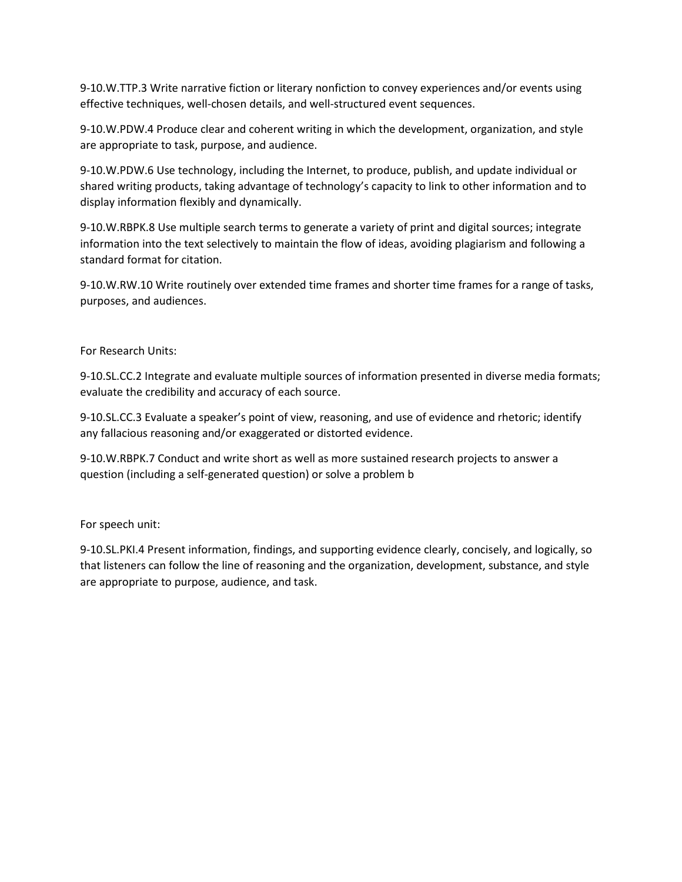9-10.W.TTP.3 Write narrative fiction or literary nonfiction to convey experiences and/or events using effective techniques, well-chosen details, and well-structured event sequences.

9-10.W.PDW.4 Produce clear and coherent writing in which the development, organization, and style are appropriate to task, purpose, and audience.

9-10.W.PDW.6 Use technology, including the Internet, to produce, publish, and update individual or shared writing products, taking advantage of technology's capacity to link to other information and to display information flexibly and dynamically.

9-10.W.RBPK.8 Use multiple search terms to generate a variety of print and digital sources; integrate information into the text selectively to maintain the flow of ideas, avoiding plagiarism and following a standard format for citation.

9-10.W.RW.10 Write routinely over extended time frames and shorter time frames for a range of tasks, purposes, and audiences.

For Research Units:

9-10.SL.CC.2 Integrate and evaluate multiple sources of information presented in diverse media formats; evaluate the credibility and accuracy of each source.

9-10.SL.CC.3 Evaluate a speaker's point of view, reasoning, and use of evidence and rhetoric; identify any fallacious reasoning and/or exaggerated or distorted evidence.

9-10.W.RBPK.7 Conduct and write short as well as more sustained research projects to answer a question (including a self-generated question) or solve a problem b

For speech unit:

9-10.SL.PKI.4 Present information, findings, and supporting evidence clearly, concisely, and logically, so that listeners can follow the line of reasoning and the organization, development, substance, and style are appropriate to purpose, audience, and task.